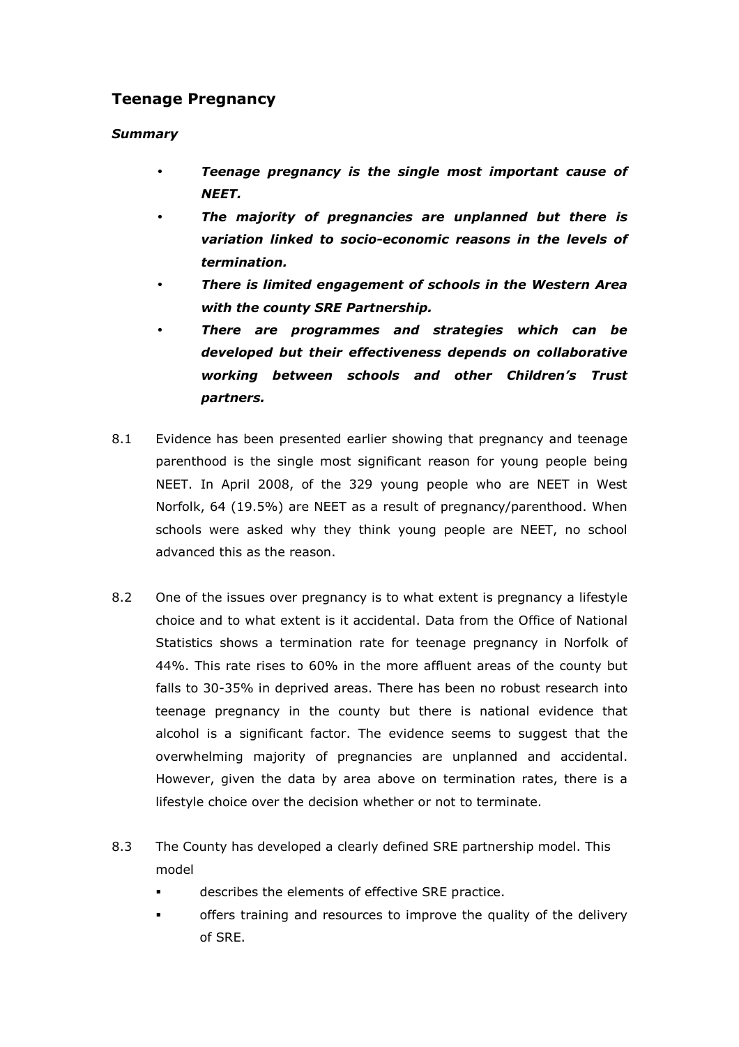## Teenage Pregnancy

### *Summary*

- ***Teenage pregnancy is the single most important cause of NEET.***
- ***The majority of pregnancies are unplanned but there is variation linked to socio-economic reasons in the levels of termination.***
- ***There is limited engagement of schools in the Western Area with the county SRE Partnership.***
- ***There are programmes and strategies which can be developed but their effectiveness depends on collaborative working between schools and other Children's Trust partners.***

8.1 Evidence has been presented earlier showing that pregnancy and teenage parenthood is the single most significant reason for young people being NEET. In April 2008, of the 329 young people who are NEET in West Norfolk, 64 (19.5%) are NEET as a result of pregnancy/parenthood. When schools were asked why they think young people are NEET, no school advanced this as the reason.

8.2 One of the issues over pregnancy is to what extent is pregnancy a lifestyle choice and to what extent is it accidental. Data from the Office of National Statistics shows a termination rate for teenage pregnancy in Norfolk of 44%. This rate rises to 60% in the more affluent areas of the county but falls to 30-35% in deprived areas. There has been no robust research into teenage pregnancy in the county but there is national evidence that alcohol is a significant factor. The evidence seems to suggest that the overwhelming majority of pregnancies are unplanned and accidental. However, given the data by area above on termination rates, there is a lifestyle choice over the decision whether or not to terminate.

8.3 The County has developed a clearly defined SRE partnership model. This model

- describes the elements of effective SRE practice.
- offers training and resources to improve the quality of the delivery of SRE.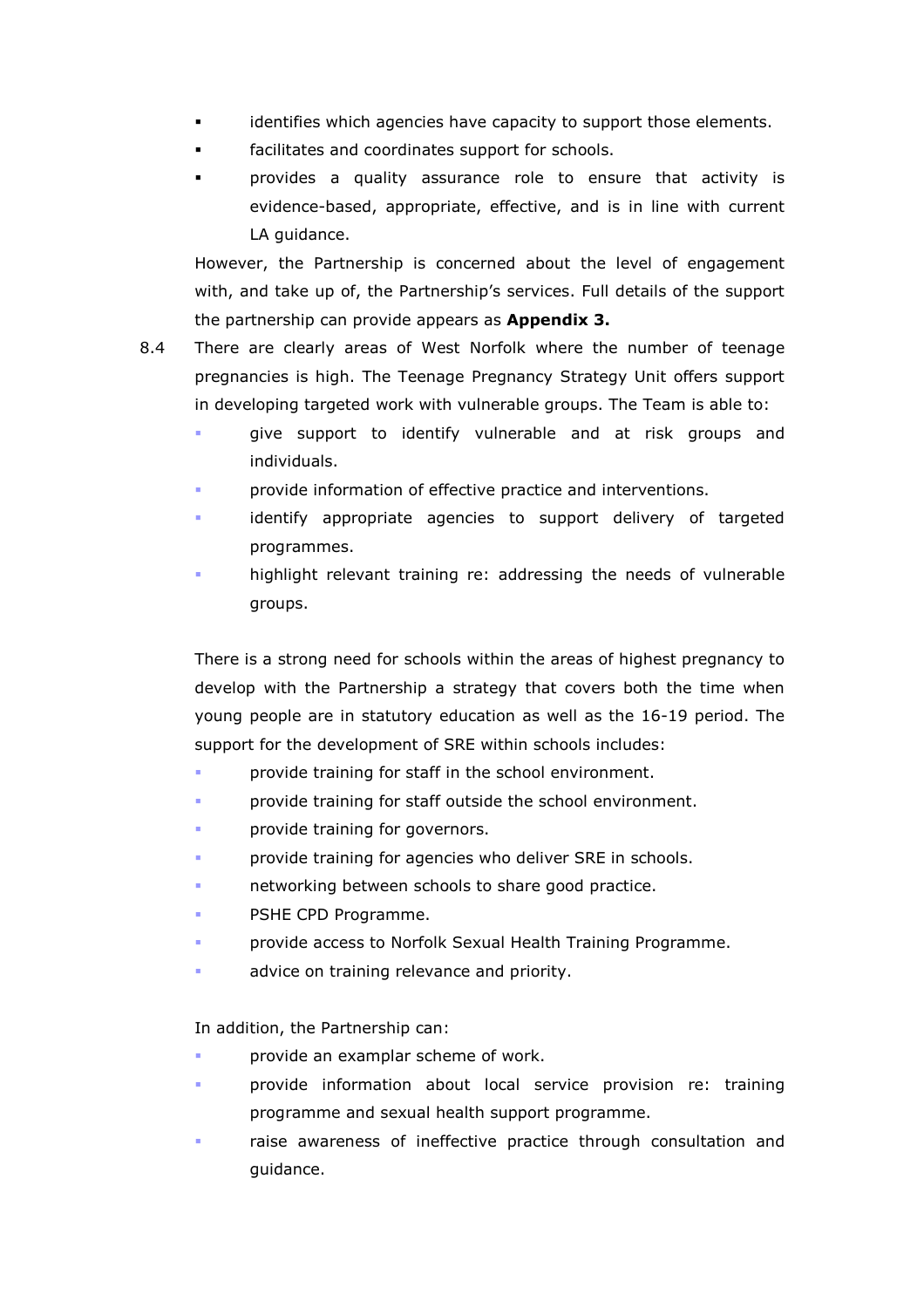- identifies which agencies have capacity to support those elements.
- facilitates and coordinates support for schools.
- provides a quality assurance role to ensure that activity is evidence-based, appropriate, effective, and is in line with current LA guidance.

However, the Partnership is concerned about the level of engagement with, and take up of, the Partnership's services. Full details of the support the partnership can provide appears as **Appendix 3.**

8.4 There are clearly areas of West Norfolk where the number of teenage pregnancies is high. The Teenage Pregnancy Strategy Unit offers support in developing targeted work with vulnerable groups. The Team is able to:

- give support to identify vulnerable and at risk groups and individuals.
- provide information of effective practice and interventions.
- identify appropriate agencies to support delivery of targeted programmes.
- highlight relevant training re: addressing the needs of vulnerable groups.

There is a strong need for schools within the areas of highest pregnancy to develop with the Partnership a strategy that covers both the time when young people are in statutory education as well as the 16-19 period. The support for the development of SRE within schools includes:

- provide training for staff in the school environment.
- provide training for staff outside the school environment.
- provide training for governors.
- provide training for agencies who deliver SRE in schools.
- networking between schools to share good practice.
- PSHE CPD Programme.
- provide access to Norfolk Sexual Health Training Programme.
- advice on training relevance and priority.

In addition, the Partnership can:

- provide an examplar scheme of work.
- provide information about local service provision re: training programme and sexual health support programme.
- raise awareness of ineffective practice through consultation and guidance.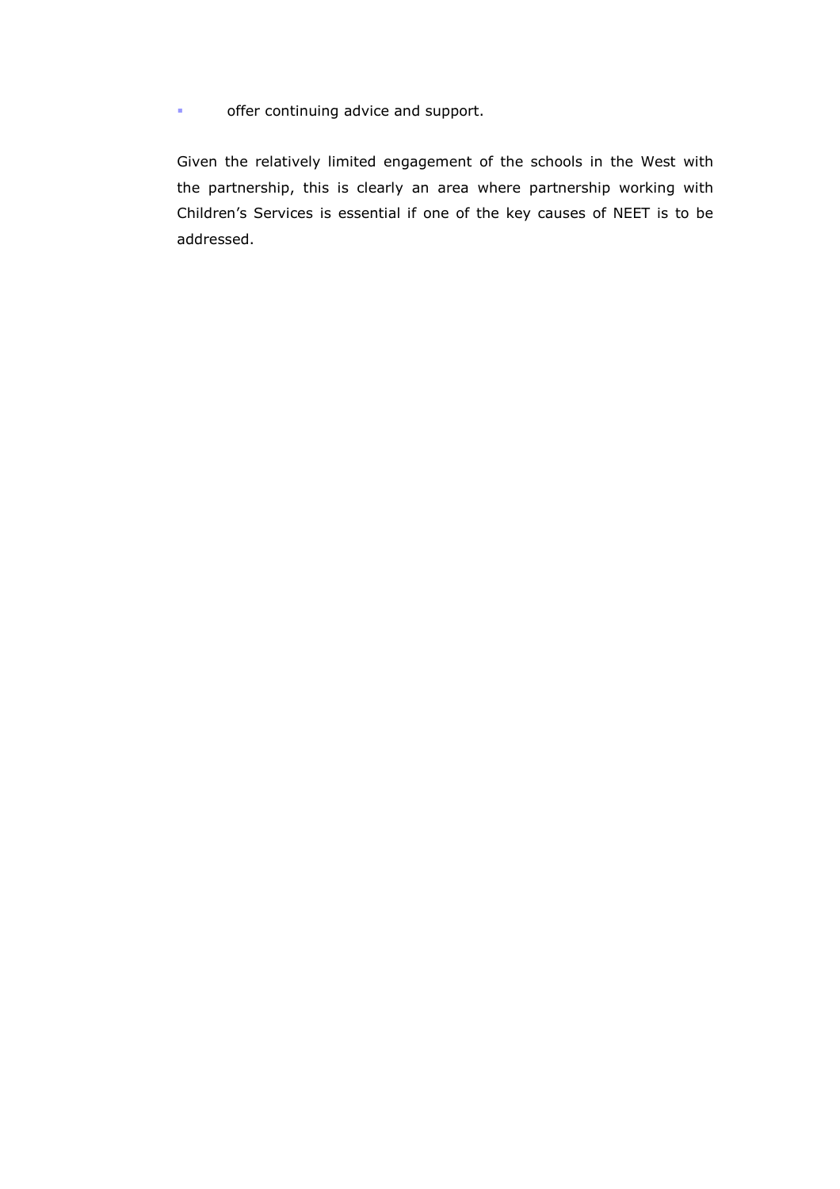- offer continuing advice and support.

Given the relatively limited engagement of the schools in the West with the partnership, this is clearly an area where partnership working with Children's Services is essential if one of the key causes of NEET is to be addressed.